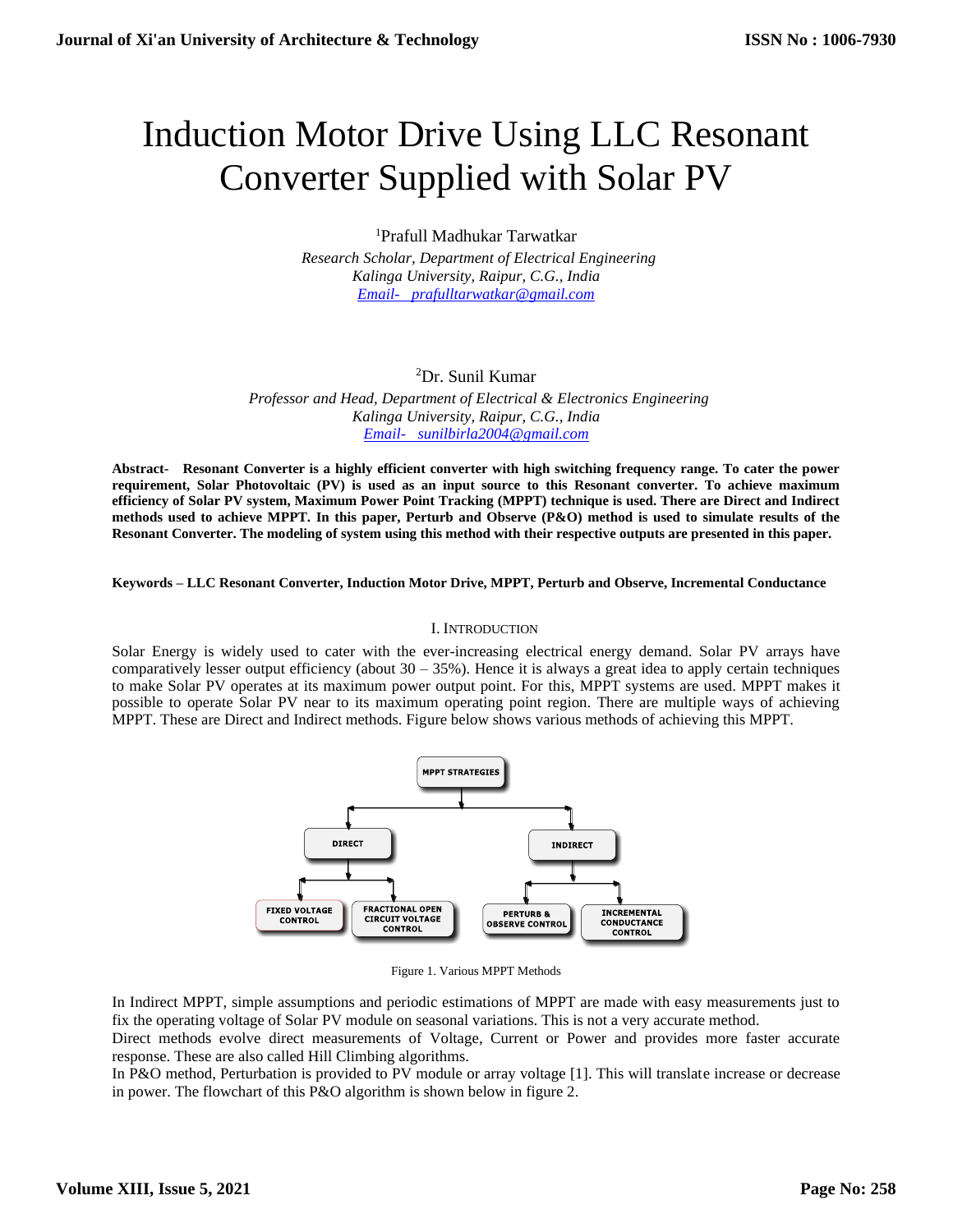# Induction Motor Drive Using LLC Resonant Converter Supplied with Solar PV

[1]Prafull Madhukar Tarwatkar

*Research Scholar, Department of Electrical Engineering*
*Kalinga University, Raipur, C.G., India*
*Email- prafulltarwatkar@gmail.com*

[2]Dr. Sunil Kumar

*Professor and Head, Department of Electrical & Electronics Engineering*
*Kalinga University, Raipur, C.G., India*
*Email- sunilbirla2004@gmail.com*

**Abstract- Resonant Converter is a highly efficient converter with high switching frequency range. To cater the power requirement, Solar Photovoltaic (PV) is used as an input source to this Resonant converter. To achieve maximum efficiency of Solar PV system, Maximum Power Point Tracking (MPPT) technique is used. There are Direct and Indirect methods used to achieve MPPT. In this paper, Perturb and Observe (P&O) method is used to simulate results of the Resonant Converter. The modeling of system using this method with their respective outputs are presented in this paper.**

**Keywords – LLC Resonant Converter, Induction Motor Drive, MPPT, Perturb and Observe, Incremental Conductance**

## I. INTRODUCTION

Solar Energy is widely used to cater with the ever-increasing electrical energy demand. Solar PV arrays have comparatively lesser output efficiency (about 30 – 35%). Hence it is always a great idea to apply certain techniques to make Solar PV operates at its maximum power output point. For this, MPPT systems are used. MPPT makes it possible to operate Solar PV near to its maximum operating point region. There are multiple ways of achieving MPPT. These are Direct and Indirect methods. Figure below shows various methods of achieving this MPPT.

MPPT STRATEGIES
- DIRECT
  - FIXED VOLTAGE CONTROL
  - FRACTIONAL OPEN CIRCUIT VOLTAGE CONTROL
- INDIRECT
  - PERTURB & OBSERVE CONTROL
  - INCREMENTAL CONDUCTANCE CONTROL

Figure 1. Various MPPT Methods

In Indirect MPPT, simple assumptions and periodic estimations of MPPT are made with easy measurements just to fix the operating voltage of Solar PV module on seasonal variations. This is not a very accurate method.

Direct methods evolve direct measurements of Voltage, Current or Power and provides more faster accurate response. These are also called Hill Climbing algorithms.

In P&O method, Perturbation is provided to PV module or array voltage [1]. This will translate increase or decrease in power. The flowchart of this P&O algorithm is shown below in figure 2.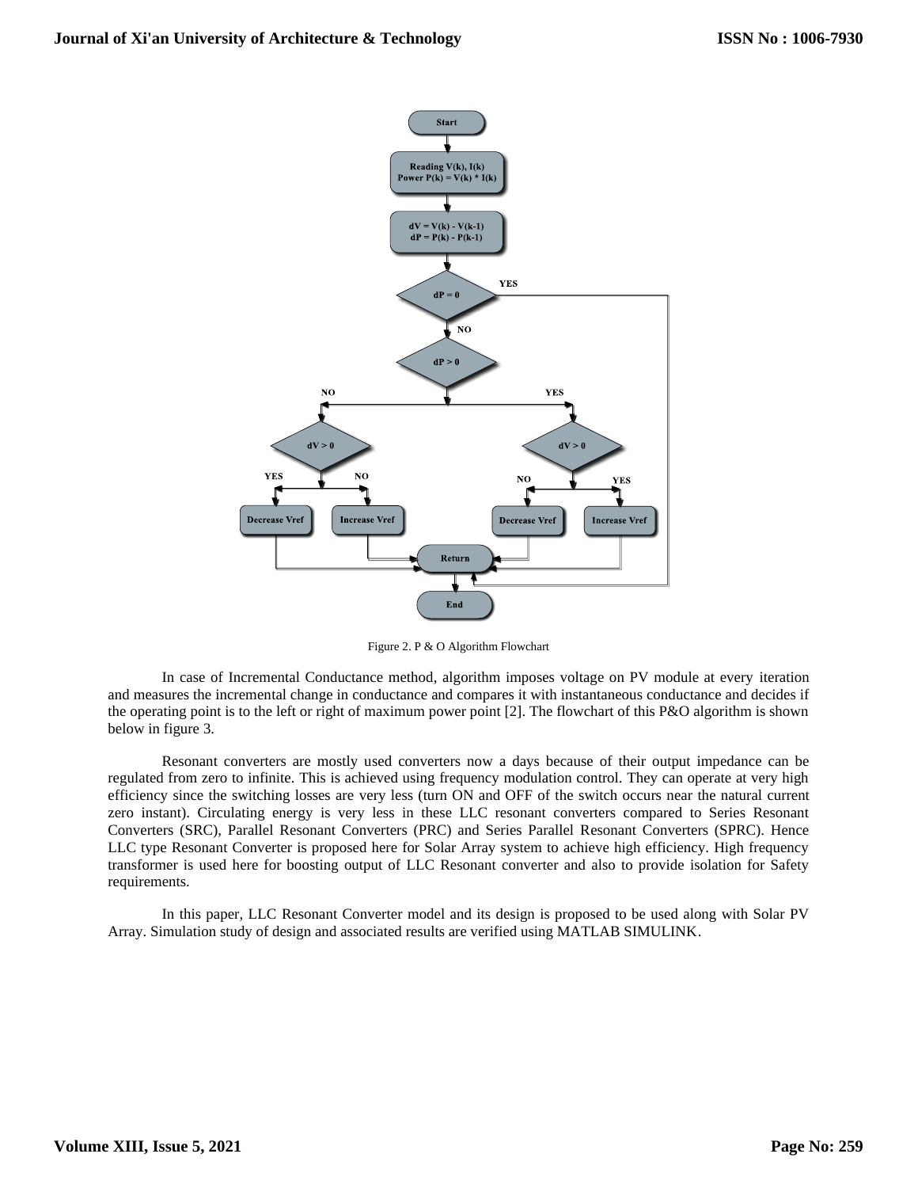Figure 2. P & O Algorithm Flowchart

In case of Incremental Conductance method, algorithm imposes voltage on PV module at every iteration and measures the incremental change in conductance and compares it with instantaneous conductance and decides if the operating point is to the left or right of maximum power point [2]. The flowchart of this P&O algorithm is shown below in figure 3.

Resonant converters are mostly used converters now a days because of their output impedance can be regulated from zero to infinite. This is achieved using frequency modulation control. They can operate at very high efficiency since the switching losses are very less (turn ON and OFF of the switch occurs near the natural current zero instant). Circulating energy is very less in these LLC resonant converters compared to Series Resonant Converters (SRC), Parallel Resonant Converters (PRC) and Series Parallel Resonant Converters (SPRC). Hence LLC type Resonant Converter is proposed here for Solar Array system to achieve high efficiency. High frequency transformer is used here for boosting output of LLC Resonant converter and also to provide isolation for Safety requirements.

In this paper, LLC Resonant Converter model and its design is proposed to be used along with Solar PV Array. Simulation study of design and associated results are verified using MATLAB SIMULINK.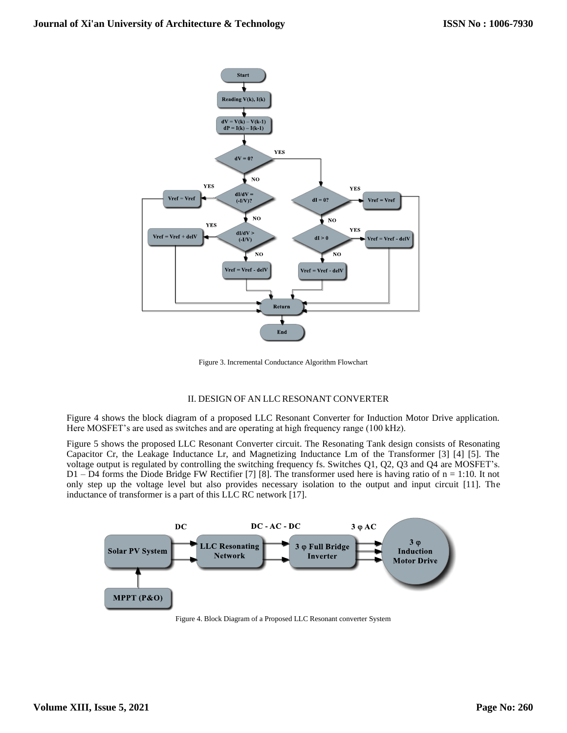Figure 3. Incremental Conductance Algorithm Flowchart

## II. DESIGN OF AN LLC RESONANT CONVERTER

Figure 4 shows the block diagram of a proposed LLC Resonant Converter for Induction Motor Drive application. Here MOSFET's are used as switches and are operating at high frequency range (100 kHz).

Figure 5 shows the proposed LLC Resonant Converter circuit. The Resonating Tank design consists of Resonating Capacitor Cr, the Leakage Inductance Lr, and Magnetizing Inductance Lm of the Transformer [3] [4] [5]. The voltage output is regulated by controlling the switching frequency fs. Switches Q1, Q2, Q3 and Q4 are MOSFET's. D1 – D4 forms the Diode Bridge FW Rectifier [7] [8]. The transformer used here is having ratio of n = 1:10. It not only step up the voltage level but also provides necessary isolation to the output and input circuit [11]. The inductance of transformer is a part of this LLC RC network [17].

Figure 4. Block Diagram of a Proposed LLC Resonant converter System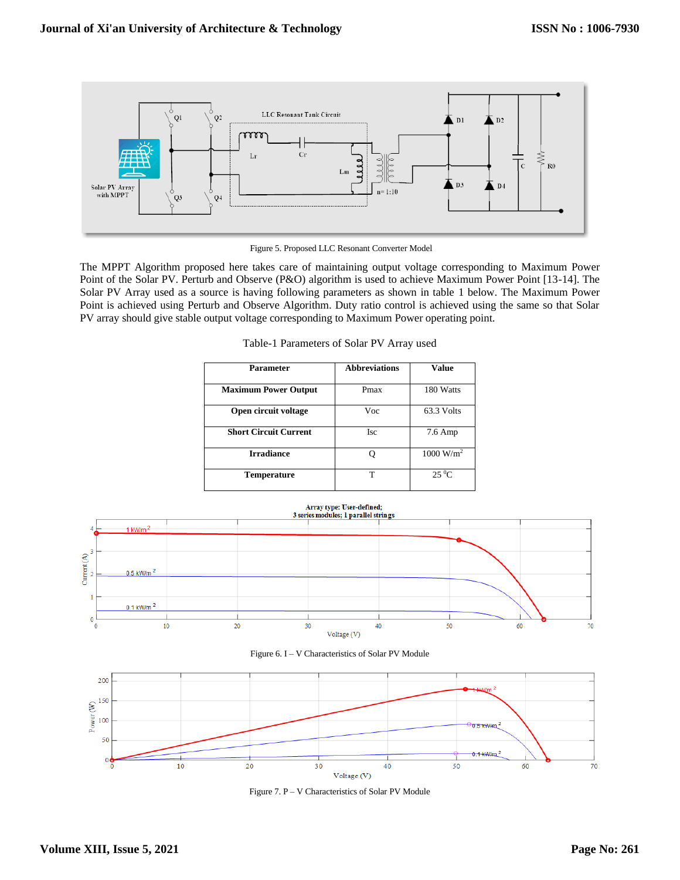Figure 5. Proposed LLC Resonant Converter Model

The MPPT Algorithm proposed here takes care of maintaining output voltage corresponding to Maximum Power Point of the Solar PV. Perturb and Observe (P&O) algorithm is used to achieve Maximum Power Point [13-14]. The Solar PV Array used as a source is having following parameters as shown in table 1 below. The Maximum Power Point is achieved using Perturb and Observe Algorithm. Duty ratio control is achieved using the same so that Solar PV array should give stable output voltage corresponding to Maximum Power operating point.

Table-1 Parameters of Solar PV Array used

| Parameter | Abbreviations | Value |
|---|---|---|
| **Maximum Power Output** | Pmax | 180 Watts |
| **Open circuit voltage** | Voc | 63.3 Volts |
| **Short Circuit Current** | Isc | 7.6 Amp |
| **Irradiance** | Q | 1000 W/m$^2$ |
| **Temperature** | T | 25 $^0$C |

Figure 6. I – V Characteristics of Solar PV Module

Figure 7. P – V Characteristics of Solar PV Module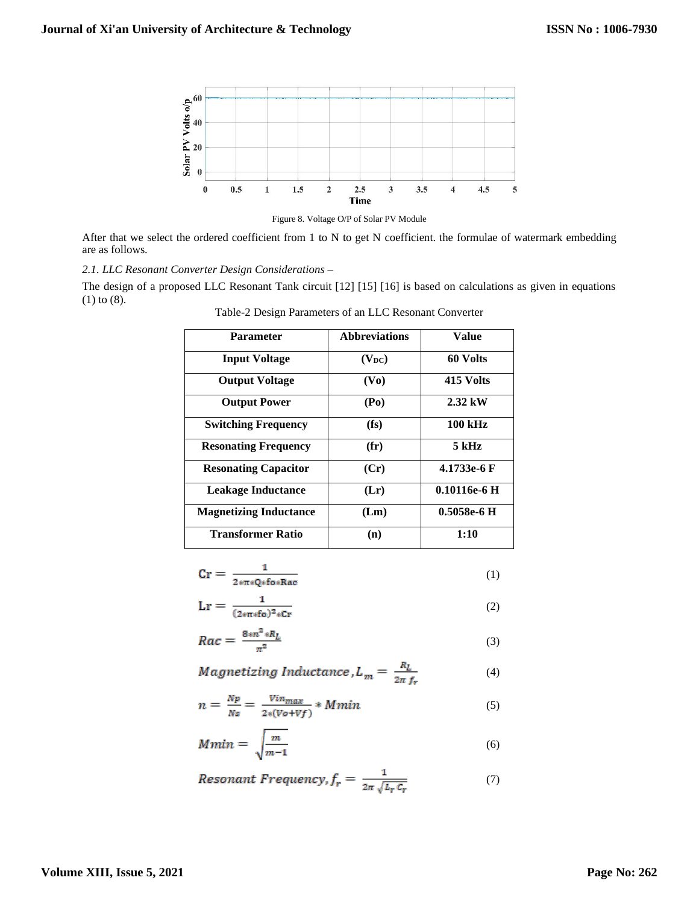Figure 8. Voltage O/P of Solar PV Module

After that we select the ordered coefficient from 1 to N to get N coefficient. the formulae of watermark embedding are as follows.

*2.1. LLC Resonant Converter Design Considerations –*

The design of a proposed LLC Resonant Tank circuit [12] [15] [16] is based on calculations as given in equations (1) to (8).

Table-2 Design Parameters of an LLC Resonant Converter

| Parameter | Abbreviations | Value |
|---|---|---|
| **Input Voltage** | **($V_{DC}$)** | **60 Volts** |
| **Output Voltage** | **(Vo)** | **415 Volts** |
| **Output Power** | **(Po)** | **2.32 kW** |
| **Switching Frequency** | **(fs)** | **100 kHz** |
| **Resonating Frequency** | **(fr)** | **5 kHz** |
| **Resonating Capacitor** | **(Cr)** | **4.1733e-6 F** |
| **Leakage Inductance** | **(Lr)** | **0.10116e-6 H** |
| **Magnetizing Inductance** | **(Lm)** | **0.5058e-6 H** |
| **Transformer Ratio** | **(n)** | **1:10** |

$$\mathrm{Cr} = \frac{1}{2*\pi*Q*fo*Rac} \tag{1}$$

$$\mathrm{Lr} = \frac{1}{(2*\pi*fo)^2*Cr} \tag{2}$$

$$Rac = \frac{8*n^2*R_L}{\pi^2} \tag{3}$$

$$Magnetizing\ Inductance, L_m = \frac{R_L}{2\pi\ f_r} \tag{4}$$

$$n = \frac{Np}{Ns} = \frac{Vin_{max}}{2*(Vo+Vf)} * Mmin \tag{5}$$

$$Mmin = \sqrt{\frac{m}{m-1}} \tag{6}$$

$$Resonant\ Frequency, f_r = \frac{1}{2\pi\sqrt{L_r C_r}} \tag{7}$$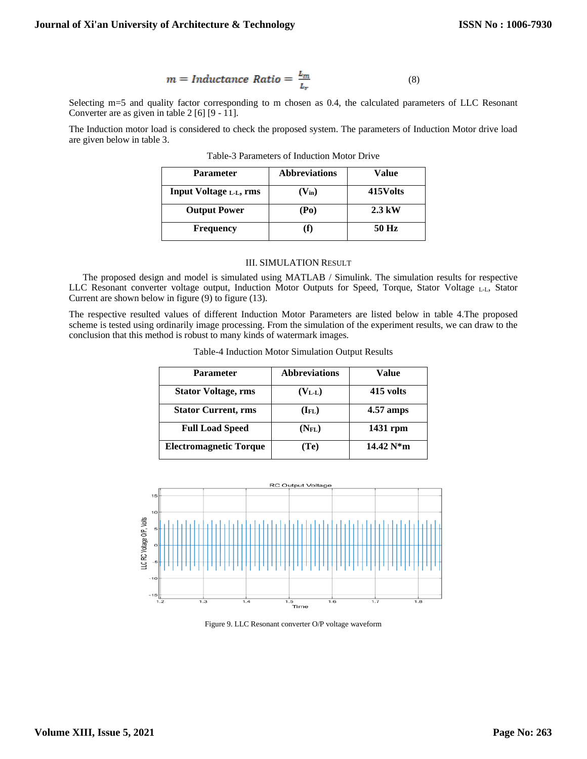$$m = Inductance\ Ratio = \frac{L_m}{L_r} \quad (8)$$

Selecting m=5 and quality factor corresponding to m chosen as 0.4, the calculated parameters of LLC Resonant Converter are as given in table 2 [6] [9 - 11].

The Induction motor load is considered to check the proposed system. The parameters of Induction Motor drive load are given below in table 3.

Table-3 Parameters of Induction Motor Drive

| Parameter | Abbreviations | Value |
|---|---|---|
| **Input Voltage $_{L-L}$, rms** | **($V_{in}$)** | **415Volts** |
| **Output Power** | **(Po)** | **2.3 kW** |
| **Frequency** | **(f)** | **50 Hz** |

## III. SIMULATION RESULT

The proposed design and model is simulated using MATLAB / Simulink. The simulation results for respective LLC Resonant converter voltage output, Induction Motor Outputs for Speed, Torque, Stator Voltage $_{L-L}$, Stator Current are shown below in figure (9) to figure (13).

The respective resulted values of different Induction Motor Parameters are listed below in table 4.The proposed scheme is tested using ordinarily image processing. From the simulation of the experiment results, we can draw to the conclusion that this method is robust to many kinds of watermark images.

Table-4 Induction Motor Simulation Output Results

| Parameter | Abbreviations | Value |
|---|---|---|
| **Stator Voltage, rms** | **($V_{L-L}$)** | **415 volts** |
| **Stator Current, rms** | **($I_{FL}$)** | **4.57 amps** |
| **Full Load Speed** | **($N_{FL}$)** | **1431 rpm** |
| **Electromagnetic Torque** | **(Te)** | **14.42 N*m** |

Figure 9. LLC Resonant converter O/P voltage waveform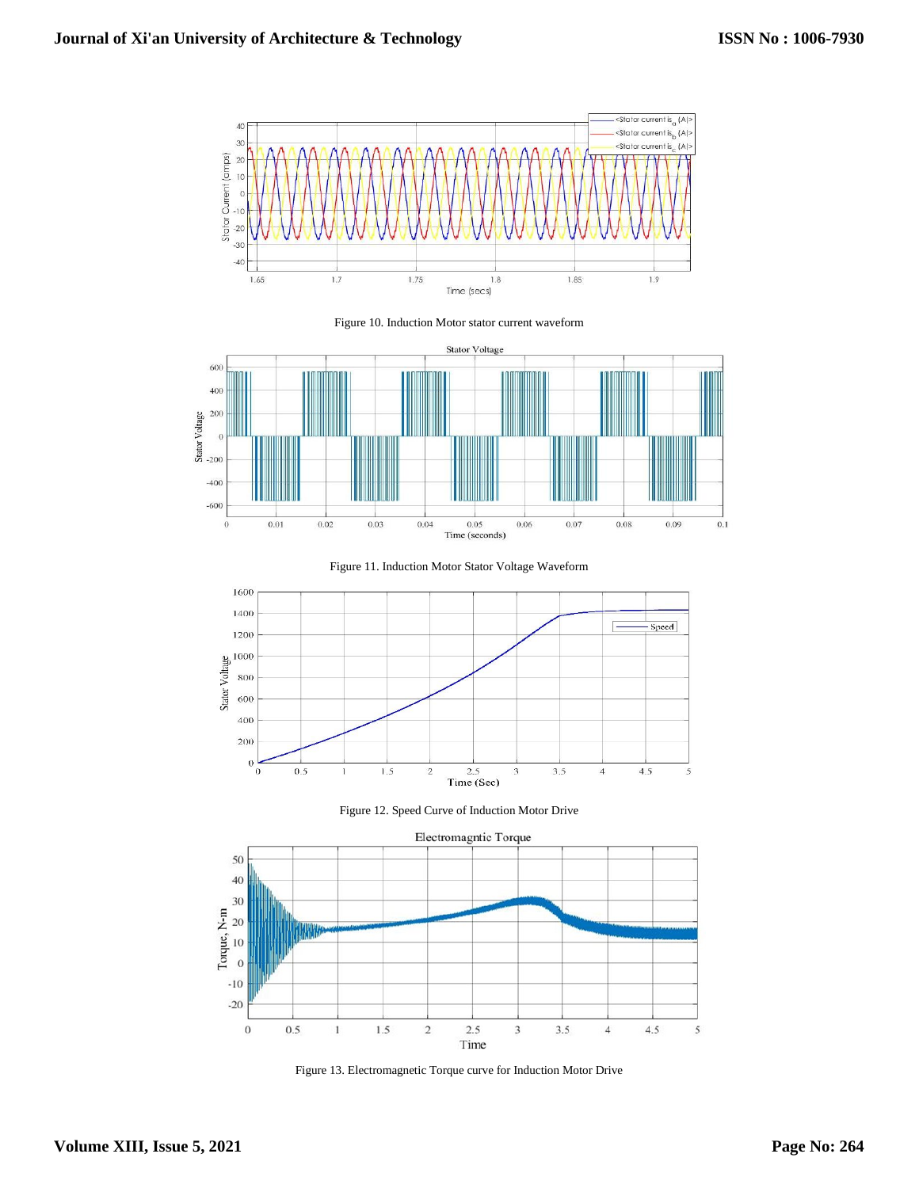Figure 10. Induction Motor stator current waveform

Figure 11. Induction Motor Stator Voltage Waveform

Figure 12. Speed Curve of Induction Motor Drive

Figure 13. Electromagnetic Torque curve for Induction Motor Drive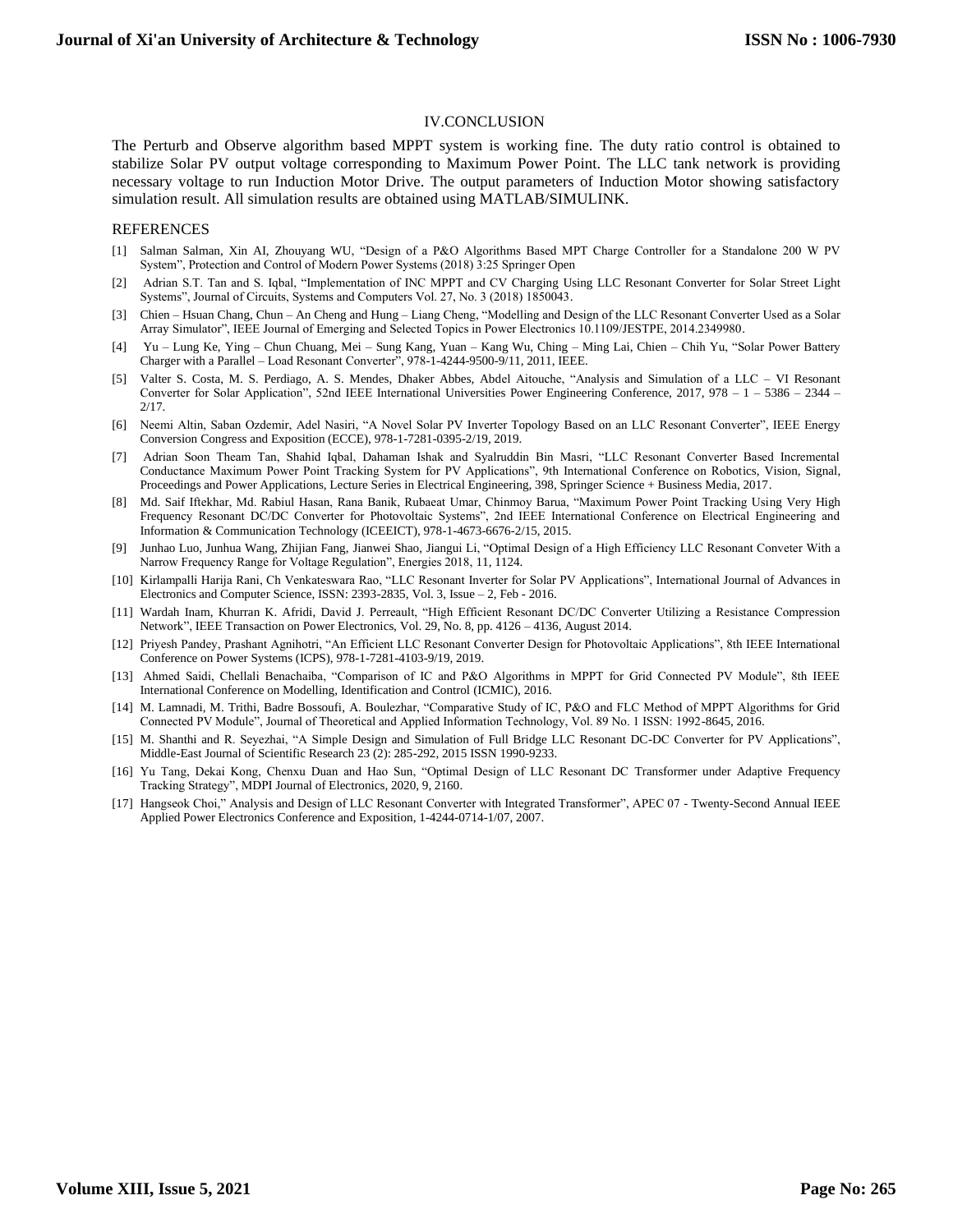## IV.CONCLUSION

The Perturb and Observe algorithm based MPPT system is working fine. The duty ratio control is obtained to stabilize Solar PV output voltage corresponding to Maximum Power Point. The LLC tank network is providing necessary voltage to run Induction Motor Drive. The output parameters of Induction Motor showing satisfactory simulation result. All simulation results are obtained using MATLAB/SIMULINK.

## REFERENCES

[1] Salman Salman, Xin AI, Zhouyang WU, "Design of a P&O Algorithms Based MPT Charge Controller for a Standalone 200 W PV System", Protection and Control of Modern Power Systems (2018) 3:25 Springer Open

[2] Adrian S.T. Tan and S. Iqbal, "Implementation of INC MPPT and CV Charging Using LLC Resonant Converter for Solar Street Light Systems", Journal of Circuits, Systems and Computers Vol. 27, No. 3 (2018) 1850043.

[3] Chien – Hsuan Chang, Chun – An Cheng and Hung – Liang Cheng, "Modelling and Design of the LLC Resonant Converter Used as a Solar Array Simulator", IEEE Journal of Emerging and Selected Topics in Power Electronics 10.1109/JESTPE, 2014.2349980.

[4] Yu – Lung Ke, Ying – Chun Chuang, Mei – Sung Kang, Yuan – Kang Wu, Ching – Ming Lai, Chien – Chih Yu, "Solar Power Battery Charger with a Parallel – Load Resonant Converter", 978-1-4244-9500-9/11, 2011, IEEE.

[5] Valter S. Costa, M. S. Perdiago, A. S. Mendes, Dhaker Abbes, Abdel Aitouche, "Analysis and Simulation of a LLC – VI Resonant Converter for Solar Application", 52nd IEEE International Universities Power Engineering Conference, 2017, 978 – 1 – 5386 – 2344 – 2/17.

[6] Neemi Altin, Saban Ozdemir, Adel Nasiri, "A Novel Solar PV Inverter Topology Based on an LLC Resonant Converter", IEEE Energy Conversion Congress and Exposition (ECCE), 978-1-7281-0395-2/19, 2019.

[7] Adrian Soon Theam Tan, Shahid Iqbal, Dahaman Ishak and Syalruddin Bin Masri, "LLC Resonant Converter Based Incremental Conductance Maximum Power Point Tracking System for PV Applications", 9th International Conference on Robotics, Vision, Signal, Proceedings and Power Applications, Lecture Series in Electrical Engineering, 398, Springer Science + Business Media, 2017.

[8] Md. Saif Iftekhar, Md. Rabiul Hasan, Rana Banik, Rubaeat Umar, Chinmoy Barua, "Maximum Power Point Tracking Using Very High Frequency Resonant DC/DC Converter for Photovoltaic Systems", 2nd IEEE International Conference on Electrical Engineering and Information & Communication Technology (ICEEICT), 978-1-4673-6676-2/15, 2015.

[9] Junhao Luo, Junhua Wang, Zhijian Fang, Jianwei Shao, Jiangui Li, "Optimal Design of a High Efficiency LLC Resonant Conveter With a Narrow Frequency Range for Voltage Regulation", Energies 2018, 11, 1124.

[10] Kirlampalli Harija Rani, Ch Venkateswara Rao, "LLC Resonant Inverter for Solar PV Applications", International Journal of Advances in Electronics and Computer Science, ISSN: 2393-2835, Vol. 3, Issue – 2, Feb - 2016.

[11] Wardah Inam, Khurran K. Afridi, David J. Perreault, "High Efficient Resonant DC/DC Converter Utilizing a Resistance Compression Network", IEEE Transaction on Power Electronics, Vol. 29, No. 8, pp. 4126 – 4136, August 2014.

[12] Priyesh Pandey, Prashant Agnihotri, "An Efficient LLC Resonant Converter Design for Photovoltaic Applications", 8th IEEE International Conference on Power Systems (ICPS), 978-1-7281-4103-9/19, 2019.

[13] Ahmed Saidi, Chellali Benachaiba, "Comparison of IC and P&O Algorithms in MPPT for Grid Connected PV Module", 8th IEEE International Conference on Modelling, Identification and Control (ICMIC), 2016.

[14] M. Lamnadi, M. Trithi, Badre Bossoufi, A. Boulezhar, "Comparative Study of IC, P&O and FLC Method of MPPT Algorithms for Grid Connected PV Module", Journal of Theoretical and Applied Information Technology, Vol. 89 No. 1 ISSN: 1992-8645, 2016.

[15] M. Shanthi and R. Seyezhai, "A Simple Design and Simulation of Full Bridge LLC Resonant DC-DC Converter for PV Applications", Middle-East Journal of Scientific Research 23 (2): 285-292, 2015 ISSN 1990-9233.

[16] Yu Tang, Dekai Kong, Chenxu Duan and Hao Sun, "Optimal Design of LLC Resonant DC Transformer under Adaptive Frequency Tracking Strategy", MDPI Journal of Electronics, 2020, 9, 2160.

[17] Hangseok Choi," Analysis and Design of LLC Resonant Converter with Integrated Transformer", APEC 07 - Twenty-Second Annual IEEE Applied Power Electronics Conference and Exposition, 1-4244-0714-1/07, 2007.